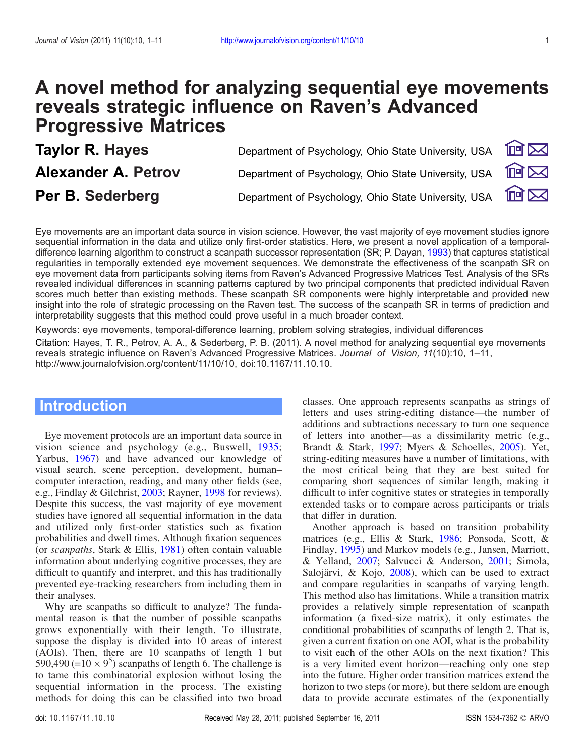# A novel method for analyzing sequential eye movements reveals strategic influence on Raven's Advanced Progressive Matrices

**Taylor R. Hayes** — Department of Psychology, Ohio State University, USA

**Alexander A. Petrov** — Department of Psychology, Ohio State University, USA

**Per B. Sederberg** — Department of Psychology, Ohio State University, USA

Eye movements are an important data source in vision science. However, the vast majority of eye movement studies ignore sequential information in the data and utilize only first-order statistics. Here, we present a novel application of a temporal-difference learning algorithm to construct a scanpath successor representation (SR; P. Dayan, 1993) that captures statistical regularities in temporally extended eye movement sequences. We demonstrate the effectiveness of the scanpath SR on eye movement data from participants solving items from Raven's Advanced Progressive Matrices Test. Analysis of the SRs revealed individual differences in scanning patterns captured by two principal components that predicted individual Raven scores much better than existing methods. These scanpath SR components were highly interpretable and provided new insight into the role of strategic processing on the Raven test. The success of the scanpath SR in terms of prediction and interpretability suggests that this method could prove useful in a much broader context.

Keywords: eye movements, temporal-difference learning, problem solving strategies, individual differences

Citation: Hayes, T. R., Petrov, A. A., & Sederberg, P. B. (2011). A novel method for analyzing sequential eye movements reveals strategic influence on Raven's Advanced Progressive Matrices. *Journal of Vision, 11*(10):10, 1–11, http://www.journalofvision.org/content/11/10/10, doi:10.1167/11.10.10.

## Introduction

Eye movement protocols are an important data source in vision science and psychology (e.g., Buswell, 1935; Yarbus, 1967) and have advanced our knowledge of visual search, scene perception, development, human–computer interaction, reading, and many other fields (see, e.g., Findlay & Gilchrist, 2003; Rayner, 1998 for reviews). Despite this success, the vast majority of eye movement studies have ignored all sequential information in the data and utilized only first-order statistics such as fixation probabilities and dwell times. Although fixation sequences (or *scanpaths*, Stark & Ellis, 1981) often contain valuable information about underlying cognitive processes, they are difficult to quantify and interpret, and this has traditionally prevented eye-tracking researchers from including them in their analyses.

Why are scanpaths so difficult to analyze? The fundamental reason is that the number of possible scanpaths grows exponentially with their length. To illustrate, suppose the display is divided into 10 areas of interest (AOIs). Then, there are 10 scanpaths of length 1 but 590,490 ($=10 \times 9^5$) scanpaths of length 6. The challenge is to tame this combinatorial explosion without losing the sequential information in the process. The existing methods for doing this can be classified into two broad classes. One approach represents scanpaths as strings of letters and uses string-editing distance—the number of additions and subtractions necessary to turn one sequence of letters into another—as a dissimilarity metric (e.g., Brandt & Stark, 1997; Myers & Schoelles, 2005). Yet, string-editing measures have a number of limitations, with the most critical being that they are best suited for comparing short sequences of similar length, making it difficult to infer cognitive states or strategies in temporally extended tasks or to compare across participants or trials that differ in duration.

Another approach is based on transition probability matrices (e.g., Ellis & Stark, 1986; Ponsoda, Scott, & Findlay, 1995) and Markov models (e.g., Jansen, Marriott, & Yelland, 2007; Salvucci & Anderson, 2001; Simola, Salojärvi, & Kojo, 2008), which can be used to extract and compare regularities in scanpaths of varying length. This method also has limitations. While a transition matrix provides a relatively simple representation of scanpath information (a fixed-size matrix), it only estimates the conditional probabilities of scanpaths of length 2. That is, given a current fixation on one AOI, what is the probability to visit each of the other AOIs on the next fixation? This is a very limited event horizon—reaching only one step into the future. Higher order transition matrices extend the horizon to two steps (or more), but there seldom are enough data to provide accurate estimates of the (exponentially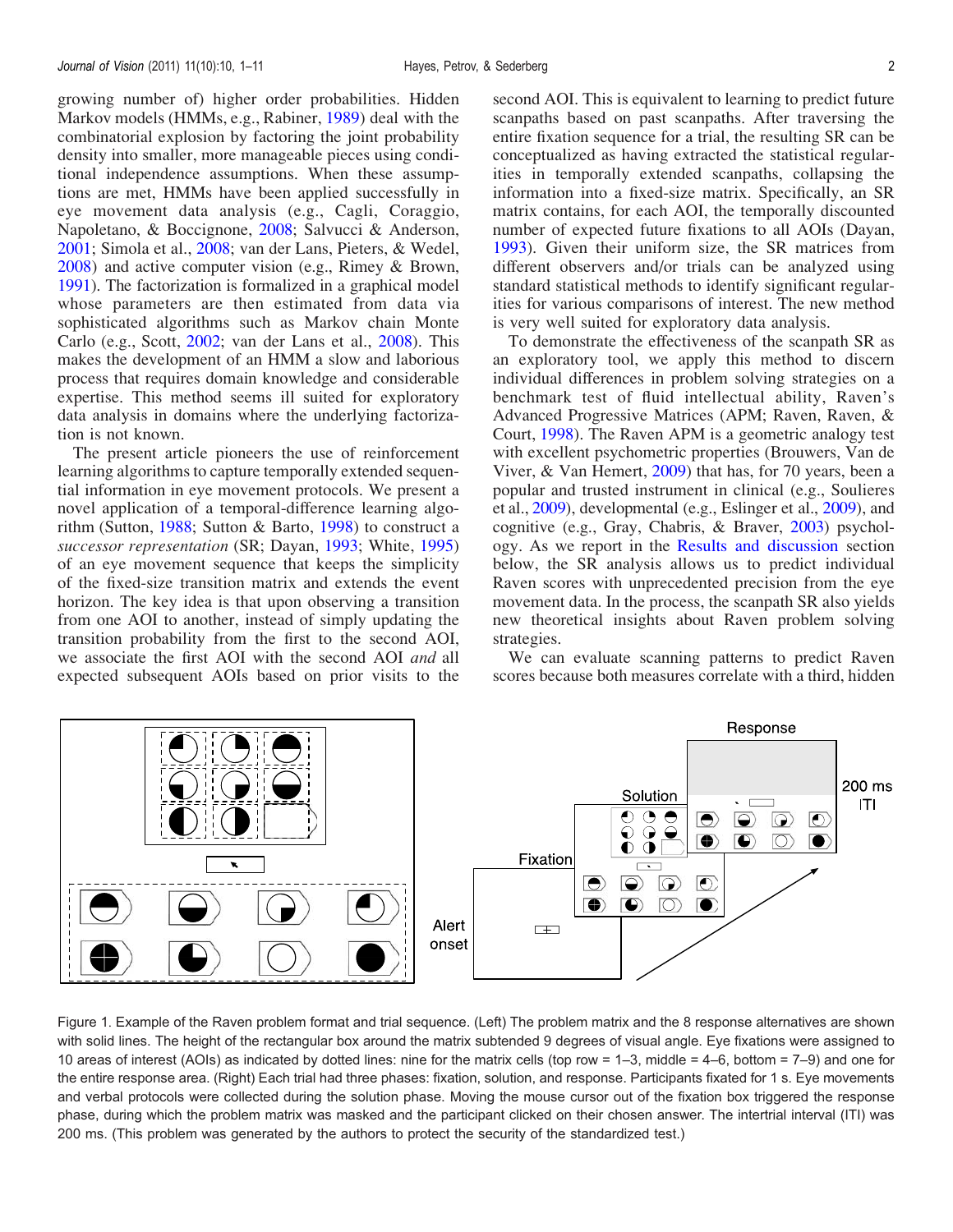growing number of) higher order probabilities. Hidden Markov models (HMMs, e.g., Rabiner, 1989) deal with the combinatorial explosion by factoring the joint probability density into smaller, more manageable pieces using conditional independence assumptions. When these assumptions are met, HMMs have been applied successfully in eye movement data analysis (e.g., Cagli, Coraggio, Napoletano, & Boccignone, 2008; Salvucci & Anderson, 2001; Simola et al., 2008; van der Lans, Pieters, & Wedel, 2008) and active computer vision (e.g., Rimey & Brown, 1991). The factorization is formalized in a graphical model whose parameters are then estimated from data via sophisticated algorithms such as Markov chain Monte Carlo (e.g., Scott, 2002; van der Lans et al., 2008). This makes the development of an HMM a slow and laborious process that requires domain knowledge and considerable expertise. This method seems ill suited for exploratory data analysis in domains where the underlying factorization is not known.

The present article pioneers the use of reinforcement learning algorithms to capture temporally extended sequential information in eye movement protocols. We present a novel application of a temporal-difference learning algorithm (Sutton, 1988; Sutton & Barto, 1998) to construct a *successor representation* (SR; Dayan, 1993; White, 1995) of an eye movement sequence that keeps the simplicity of the fixed-size transition matrix and extends the event horizon. The key idea is that upon observing a transition from one AOI to another, instead of simply updating the transition probability from the first to the second AOI, we associate the first AOI with the second AOI *and* all expected subsequent AOIs based on prior visits to the second AOI. This is equivalent to learning to predict future scanpaths based on past scanpaths. After traversing the entire fixation sequence for a trial, the resulting SR can be conceptualized as having extracted the statistical regularities in temporally extended scanpaths, collapsing the information into a fixed-size matrix. Specifically, an SR matrix contains, for each AOI, the temporally discounted number of expected future fixations to all AOIs (Dayan, 1993). Given their uniform size, the SR matrices from different observers and/or trials can be analyzed using standard statistical methods to identify significant regularities for various comparisons of interest. The new method is very well suited for exploratory data analysis.

To demonstrate the effectiveness of the scanpath SR as an exploratory tool, we apply this method to discern individual differences in problem solving strategies on a benchmark test of fluid intellectual ability, Raven's Advanced Progressive Matrices (APM; Raven, Raven, & Court, 1998). The Raven APM is a geometric analogy test with excellent psychometric properties (Brouwers, Van de Viver, & Van Hemert, 2009) that has, for 70 years, been a popular and trusted instrument in clinical (e.g., Soulieres et al., 2009), developmental (e.g., Eslinger et al., 2009), and cognitive (e.g., Gray, Chabris, & Braver, 2003) psychology. As we report in the Results and discussion section below, the SR analysis allows us to predict individual Raven scores with unprecedented precision from the eye movement data. In the process, the scanpath SR also yields new theoretical insights about Raven problem solving strategies.

We can evaluate scanning patterns to predict Raven scores because both measures correlate with a third, hidden

Figure 1. Example of the Raven problem format and trial sequence. (Left) The problem matrix and the 8 response alternatives are shown with solid lines. The height of the rectangular box around the matrix subtended 9 degrees of visual angle. Eye fixations were assigned to 10 areas of interest (AOIs) as indicated by dotted lines: nine for the matrix cells (top row = 1–3, middle = 4–6, bottom = 7–9) and one for the entire response area. (Right) Each trial had three phases: fixation, solution, and response. Participants fixated for 1 s. Eye movements and verbal protocols were collected during the solution phase. Moving the mouse cursor out of the fixation box triggered the response phase, during which the problem matrix was masked and the participant clicked on their chosen answer. The intertrial interval (ITI) was 200 ms. (This problem was generated by the authors to protect the security of the standardized test.)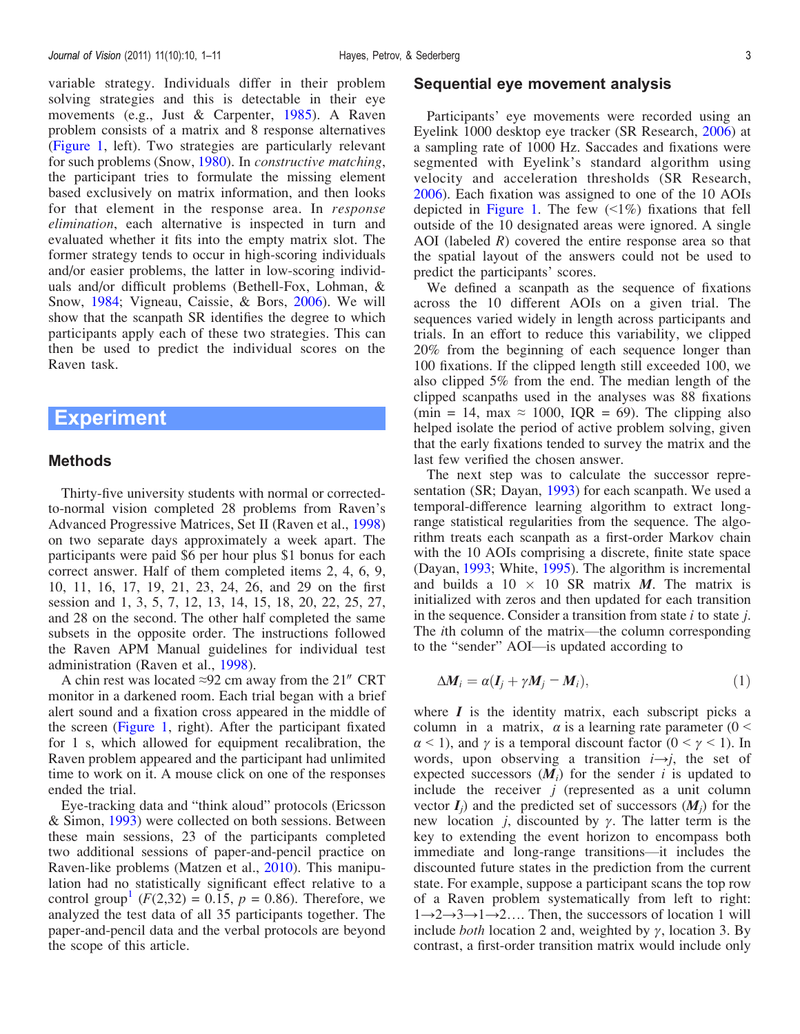variable strategy. Individuals differ in their problem solving strategies and this is detectable in their eye movements (e.g., Just & Carpenter, 1985). A Raven problem consists of a matrix and 8 response alternatives (Figure 1, left). Two strategies are particularly relevant for such problems (Snow, 1980). In *constructive matching*, the participant tries to formulate the missing element based exclusively on matrix information, and then looks for that element in the response area. In *response elimination*, each alternative is inspected in turn and evaluated whether it fits into the empty matrix slot. The former strategy tends to occur in high-scoring individuals and/or easier problems, the latter in low-scoring individuals and/or difficult problems (Bethell-Fox, Lohman, & Snow, 1984; Vigneau, Caissie, & Bors, 2006). We will show that the scanpath SR identifies the degree to which participants apply each of these two strategies. This can then be used to predict the individual scores on the Raven task.

# Experiment

## Methods

Thirty-five university students with normal or corrected-to-normal vision completed 28 problems from Raven's Advanced Progressive Matrices, Set II (Raven et al., 1998) on two separate days approximately a week apart. The participants were paid $6 per hour plus $1 bonus for each correct answer. Half of them completed items 2, 4, 6, 9, 10, 11, 16, 17, 19, 21, 23, 24, 26, and 29 on the first session and 1, 3, 5, 7, 12, 13, 14, 15, 18, 20, 22, 25, 27, and 28 on the second. The other half completed the same subsets in the opposite order. The instructions followed the Raven APM Manual guidelines for individual test administration (Raven et al., 1998).

A chin rest was located ≈92 cm away from the 21″ CRT monitor in a darkened room. Each trial began with a brief alert sound and a fixation cross appeared in the middle of the screen (Figure 1, right). After the participant fixated for 1 s, which allowed for equipment recalibration, the Raven problem appeared and the participant had unlimited time to work on it. A mouse click on one of the responses ended the trial.

Eye-tracking data and "think aloud" protocols (Ericsson & Simon, 1993) were collected on both sessions. Between these main sessions, 23 of the participants completed two additional sessions of paper-and-pencil practice on Raven-like problems (Matzen et al., 2010). This manipulation had no statistically significant effect relative to a control group[1] ($F(2,32) = 0.15$, $p = 0.86$). Therefore, we analyzed the test data of all 35 participants together. The paper-and-pencil data and the verbal protocols are beyond the scope of this article.

## Sequential eye movement analysis

Participants' eye movements were recorded using an Eyelink 1000 desktop eye tracker (SR Research, 2006) at a sampling rate of 1000 Hz. Saccades and fixations were segmented with Eyelink's standard algorithm using velocity and acceleration thresholds (SR Research, 2006). Each fixation was assigned to one of the 10 AOIs depicted in Figure 1. The few (<1%) fixations that fell outside of the 10 designated areas were ignored. A single AOI (labeled *R*) covered the entire response area so that the spatial layout of the answers could not be used to predict the participants' scores.

We defined a scanpath as the sequence of fixations across the 10 different AOIs on a given trial. The sequences varied widely in length across participants and trials. In an effort to reduce this variability, we clipped 20% from the beginning of each sequence longer than 100 fixations. If the clipped length still exceeded 100, we also clipped 5% from the end. The median length of the clipped scanpaths used in the analyses was 88 fixations (min = 14, max ≈ 1000, IQR = 69). The clipping also helped isolate the period of active problem solving, given that the early fixations tended to survey the matrix and the last few verified the chosen answer.

The next step was to calculate the successor representation (SR; Dayan, 1993) for each scanpath. We used a temporal-difference learning algorithm to extract long-range statistical regularities from the sequence. The algorithm treats each scanpath as a first-order Markov chain with the 10 AOIs comprising a discrete, finite state space (Dayan, 1993; White, 1995). The algorithm is incremental and builds a 10 × 10 SR matrix $\boldsymbol{M}$. The matrix is initialized with zeros and then updated for each transition in the sequence. Consider a transition from state *i* to state *j*. The *i*th column of the matrix—the column corresponding to the "sender" AOI—is updated according to

$$\Delta \boldsymbol{M}_i = \alpha(\boldsymbol{I}_j + \gamma \boldsymbol{M}_j - \boldsymbol{M}_i), \tag{1}$$

where $\boldsymbol{I}$ is the identity matrix, each subscript picks a column in a matrix, $\alpha$ is a learning rate parameter ($0 < \alpha < 1$), and $\gamma$ is a temporal discount factor ($0 < \gamma < 1$). In words, upon observing a transition $i \rightarrow j$, the set of expected successors ($\boldsymbol{M}_i$) for the sender $i$ is updated to include the receiver $j$ (represented as a unit column vector $\boldsymbol{I}_j$) and the predicted set of successors ($\boldsymbol{M}_j$) for the new location $j$, discounted by $\gamma$. The latter term is the key to extending the event horizon to encompass both immediate and long-range transitions—it includes the discounted future states in the prediction from the current state. For example, suppose a participant scans the top row of a Raven problem systematically from left to right: $1 \rightarrow 2 \rightarrow 3 \rightarrow 1 \rightarrow 2 \ldots$. Then, the successors of location 1 will include *both* location 2 and, weighted by $\gamma$, location 3. By contrast, a first-order transition matrix would include only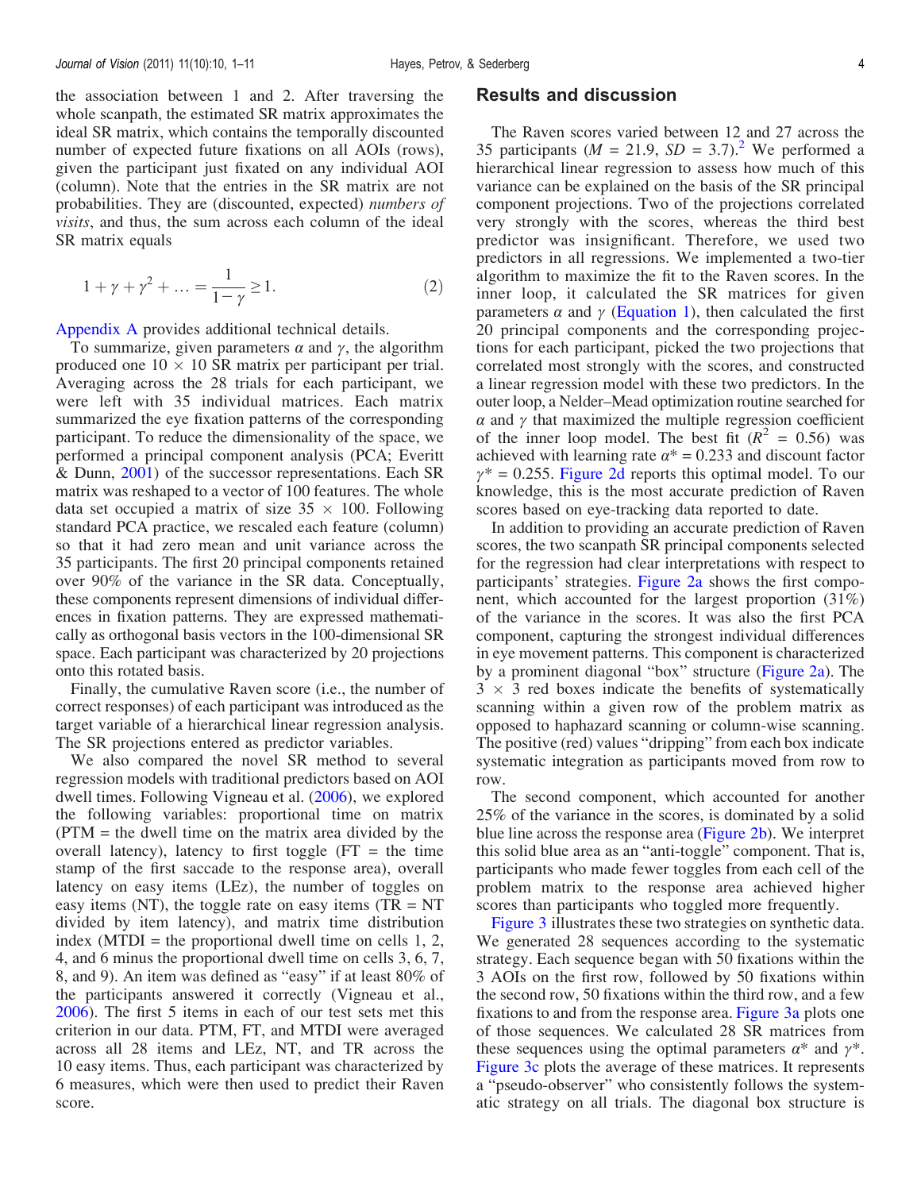the association between 1 and 2. After traversing the whole scanpath, the estimated SR matrix approximates the ideal SR matrix, which contains the temporally discounted number of expected future fixations on all AOIs (rows), given the participant just fixated on any individual AOI (column). Note that the entries in the SR matrix are not probabilities. They are (discounted, expected) *numbers of visits*, and thus, the sum across each column of the ideal SR matrix equals

$$1 + \gamma + \gamma^2 + \ldots = \frac{1}{1-\gamma} \geq 1. \tag{2}$$

Appendix A provides additional technical details.

To summarize, given parameters $\alpha$ and $\gamma$, the algorithm produced one $10 \times 10$ SR matrix per participant per trial. Averaging across the 28 trials for each participant, we were left with 35 individual matrices. Each matrix summarized the eye fixation patterns of the corresponding participant. To reduce the dimensionality of the space, we performed a principal component analysis (PCA; Everitt & Dunn, 2001) of the successor representations. Each SR matrix was reshaped to a vector of 100 features. The whole data set occupied a matrix of size $35 \times 100$. Following standard PCA practice, we rescaled each feature (column) so that it had zero mean and unit variance across the 35 participants. The first 20 principal components retained over 90% of the variance in the SR data. Conceptually, these components represent dimensions of individual differences in fixation patterns. They are expressed mathematically as orthogonal basis vectors in the 100-dimensional SR space. Each participant was characterized by 20 projections onto this rotated basis.

Finally, the cumulative Raven score (i.e., the number of correct responses) of each participant was introduced as the target variable of a hierarchical linear regression analysis. The SR projections entered as predictor variables.

We also compared the novel SR method to several regression models with traditional predictors based on AOI dwell times. Following Vigneau et al. (2006), we explored the following variables: proportional time on matrix (PTM = the dwell time on the matrix area divided by the overall latency), latency to first toggle (FT = the time stamp of the first saccade to the response area), overall latency on easy items (LEz), the number of toggles on easy items (NT), the toggle rate on easy items (TR = NT divided by item latency), and matrix time distribution index (MTDI = the proportional dwell time on cells 1, 2, 4, and 6 minus the proportional dwell time on cells 3, 6, 7, 8, and 9). An item was defined as "easy" if at least 80% of the participants answered it correctly (Vigneau et al., 2006). The first 5 items in each of our test sets met this criterion in our data. PTM, FT, and MTDI were averaged across all 28 items and LEz, NT, and TR across the 10 easy items. Thus, each participant was characterized by 6 measures, which were then used to predict their Raven score.

## Results and discussion

The Raven scores varied between 12 and 27 across the 35 participants ($M = 21.9$, $SD = 3.7$).[2] We performed a hierarchical linear regression to assess how much of this variance can be explained on the basis of the SR principal component projections. Two of the projections correlated very strongly with the scores, whereas the third best predictor was insignificant. Therefore, we used two predictors in all regressions. We implemented a two-tier algorithm to maximize the fit to the Raven scores. In the inner loop, it calculated the SR matrices for given parameters $\alpha$ and $\gamma$ (Equation 1), then calculated the first 20 principal components and the corresponding projections for each participant, picked the two projections that correlated most strongly with the scores, and constructed a linear regression model with these two predictors. In the outer loop, a Nelder–Mead optimization routine searched for $\alpha$ and $\gamma$ that maximized the multiple regression coefficient of the inner loop model. The best fit ($R^2 = 0.56$) was achieved with learning rate $\alpha^* = 0.233$ and discount factor $\gamma^* = 0.255$. Figure 2d reports this optimal model. To our knowledge, this is the most accurate prediction of Raven scores based on eye-tracking data reported to date.

In addition to providing an accurate prediction of Raven scores, the two scanpath SR principal components selected for the regression had clear interpretations with respect to participants' strategies. Figure 2a shows the first component, which accounted for the largest proportion (31%) of the variance in the scores. It was also the first PCA component, capturing the strongest individual differences in eye movement patterns. This component is characterized by a prominent diagonal "box" structure (Figure 2a). The $3 \times 3$ red boxes indicate the benefits of systematically scanning within a given row of the problem matrix as opposed to haphazard scanning or column-wise scanning. The positive (red) values "dripping" from each box indicate systematic integration as participants moved from row to row.

The second component, which accounted for another 25% of the variance in the scores, is dominated by a solid blue line across the response area (Figure 2b). We interpret this solid blue area as an "anti-toggle" component. That is, participants who made fewer toggles from each cell of the problem matrix to the response area achieved higher scores than participants who toggled more frequently.

Figure 3 illustrates these two strategies on synthetic data. We generated 28 sequences according to the systematic strategy. Each sequence began with 50 fixations within the 3 AOIs on the first row, followed by 50 fixations within the second row, 50 fixations within the third row, and a few fixations to and from the response area. Figure 3a plots one of those sequences. We calculated 28 SR matrices from these sequences using the optimal parameters $\alpha^*$ and $\gamma^*$. Figure 3c plots the average of these matrices. It represents a "pseudo-observer" who consistently follows the systematic strategy on all trials. The diagonal box structure is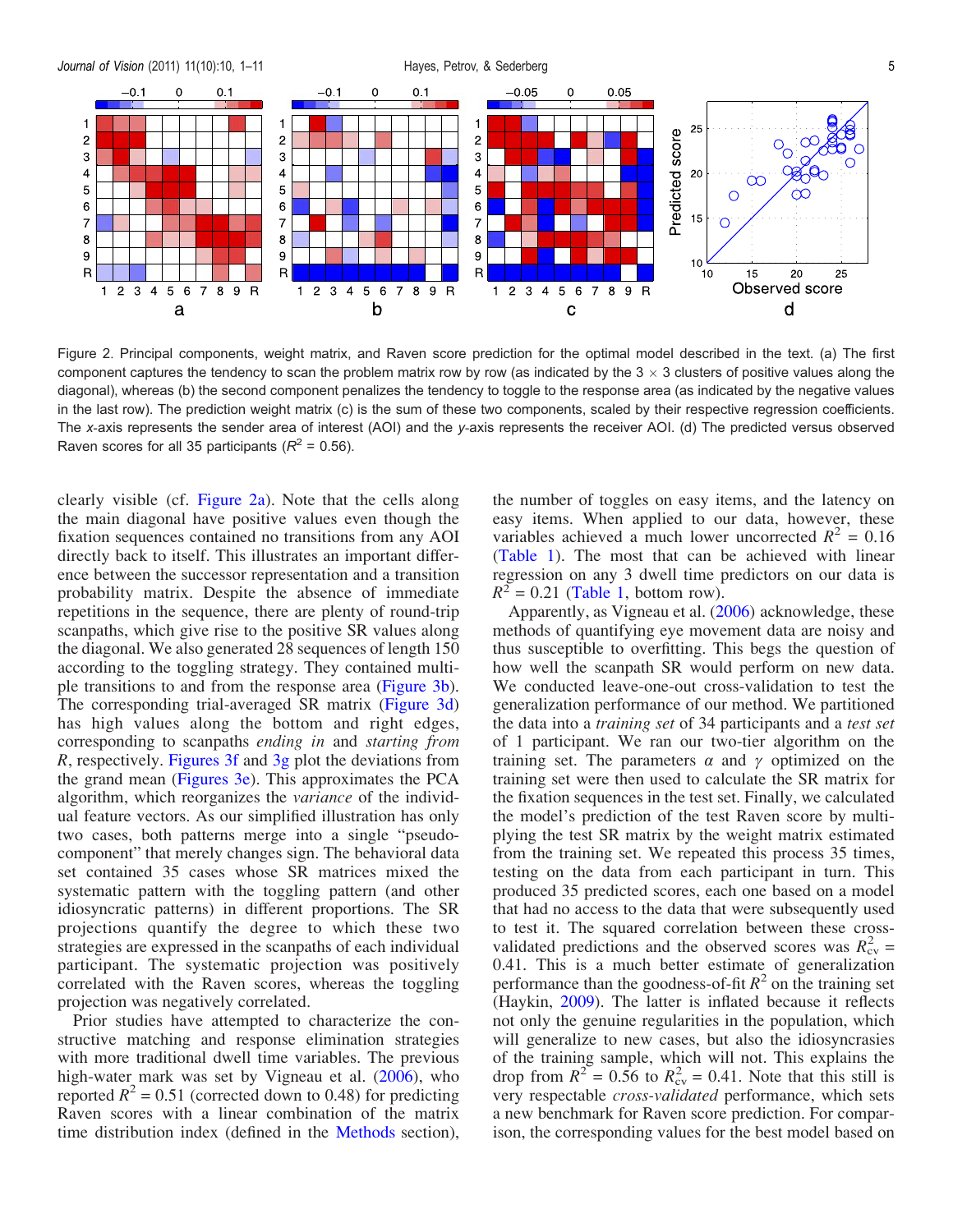Figure 2. Principal components, weight matrix, and Raven score prediction for the optimal model described in the text. (a) The first component captures the tendency to scan the problem matrix row by row (as indicated by the 3 × 3 clusters of positive values along the diagonal), whereas (b) the second component penalizes the tendency to toggle to the response area (as indicated by the negative values in the last row). The prediction weight matrix (c) is the sum of these two components, scaled by their respective regression coefficients. The *x*-axis represents the sender area of interest (AOI) and the *y*-axis represents the receiver AOI. (d) The predicted versus observed Raven scores for all 35 participants ($R^2$ = 0.56).

clearly visible (cf. Figure 2a). Note that the cells along the main diagonal have positive values even though the fixation sequences contained no transitions from any AOI directly back to itself. This illustrates an important difference between the successor representation and a transition probability matrix. Despite the absence of immediate repetitions in the sequence, there are plenty of round-trip scanpaths, which give rise to the positive SR values along the diagonal. We also generated 28 sequences of length 150 according to the toggling strategy. They contained multiple transitions to and from the response area (Figure 3b). The corresponding trial-averaged SR matrix (Figure 3d) has high values along the bottom and right edges, corresponding to scanpaths *ending in* and *starting from* *R*, respectively. Figures 3f and 3g plot the deviations from the grand mean (Figures 3e). This approximates the PCA algorithm, which reorganizes the *variance* of the individual feature vectors. As our simplified illustration has only two cases, both patterns merge into a single "pseudo-component" that merely changes sign. The behavioral data set contained 35 cases whose SR matrices mixed the systematic pattern with the toggling pattern (and other idiosyncratic patterns) in different proportions. The SR projections quantify the degree to which these two strategies are expressed in the scanpaths of each individual participant. The systematic projection was positively correlated with the Raven scores, whereas the toggling projection was negatively correlated.

Prior studies have attempted to characterize the constructive matching and response elimination strategies with more traditional dwell time variables. The previous high-water mark was set by Vigneau et al. (2006), who reported $R^2 = 0.51$ (corrected down to 0.48) for predicting Raven scores with a linear combination of the matrix time distribution index (defined in the Methods section), the number of toggles on easy items, and the latency on easy items. When applied to our data, however, these variables achieved a much lower uncorrected $R^2 = 0.16$ (Table 1). The most that can be achieved with linear regression on any 3 dwell time predictors on our data is $R^2 = 0.21$ (Table 1, bottom row).

Apparently, as Vigneau et al. (2006) acknowledge, these methods of quantifying eye movement data are noisy and thus susceptible to overfitting. This begs the question of how well the scanpath SR would perform on new data. We conducted leave-one-out cross-validation to test the generalization performance of our method. We partitioned the data into a *training set* of 34 participants and a *test set* of 1 participant. We ran our two-tier algorithm on the training set. The parameters $\alpha$ and $\gamma$ optimized on the training set were then used to calculate the SR matrix for the fixation sequences in the test set. Finally, we calculated the model's prediction of the test Raven score by multiplying the test SR matrix by the weight matrix estimated from the training set. We repeated this process 35 times, testing on the data from each participant in turn. This produced 35 predicted scores, each one based on a model that had no access to the data that were subsequently used to test it. The squared correlation between these cross-validated predictions and the observed scores was $R^2_{cv}$ = 0.41. This is a much better estimate of generalization performance than the goodness-of-fit $R^2$ on the training set (Haykin, 2009). The latter is inflated because it reflects not only the genuine regularities in the population, which will generalize to new cases, but also the idiosyncrasies of the training sample, which will not. This explains the drop from $R^2 = 0.56$ to $R^2_{cv} = 0.41$. Note that this still is very respectable *cross-validated* performance, which sets a new benchmark for Raven score prediction. For comparison, the corresponding values for the best model based on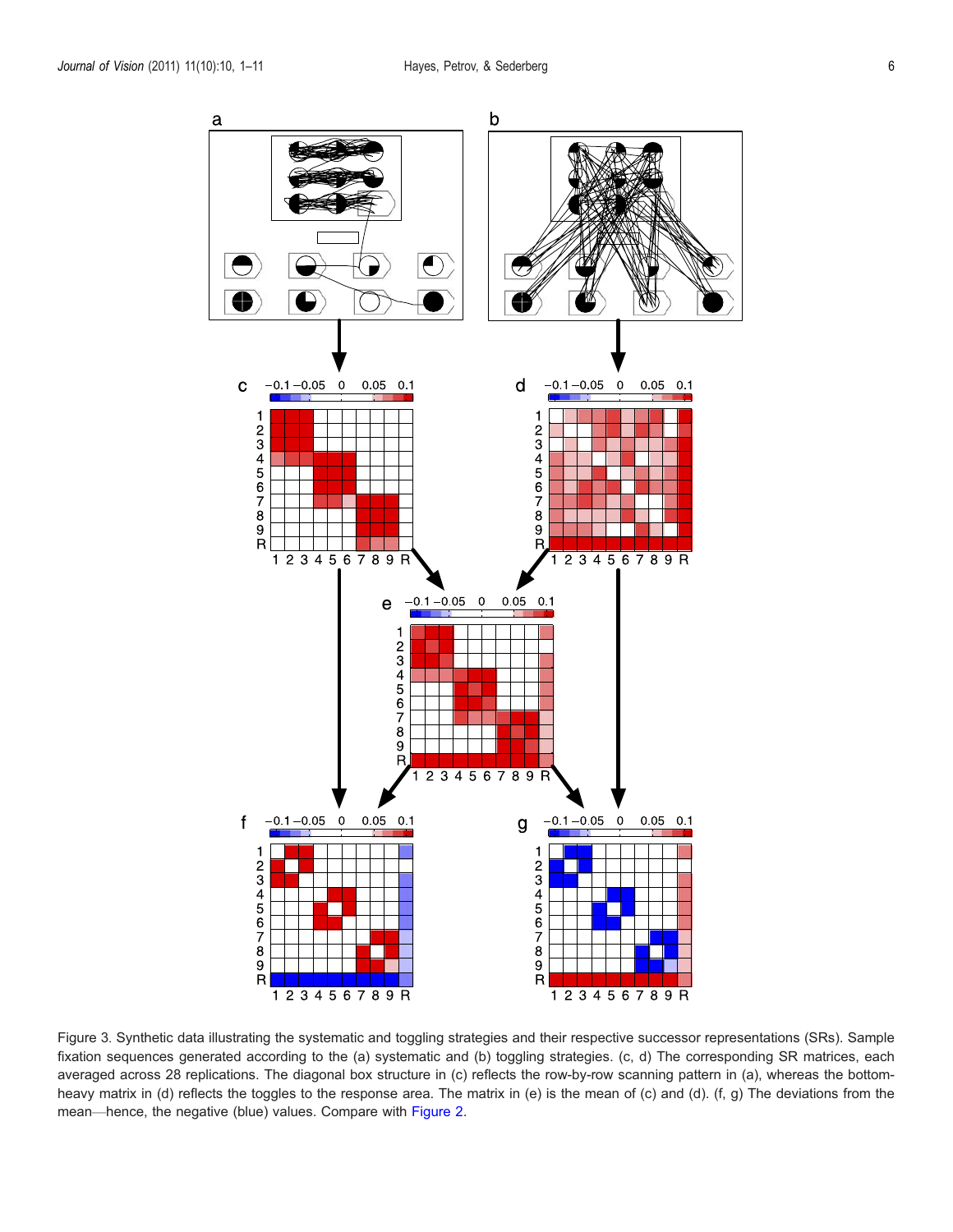Figure 3. Synthetic data illustrating the systematic and toggling strategies and their respective successor representations (SRs). Sample fixation sequences generated according to the (a) systematic and (b) toggling strategies. (c, d) The corresponding SR matrices, each averaged across 28 replications. The diagonal box structure in (c) reflects the row-by-row scanning pattern in (a), whereas the bottom-heavy matrix in (d) reflects the toggles to the response area. The matrix in (e) is the mean of (c) and (d). (f, g) The deviations from the mean—hence, the negative (blue) values. Compare with Figure 2.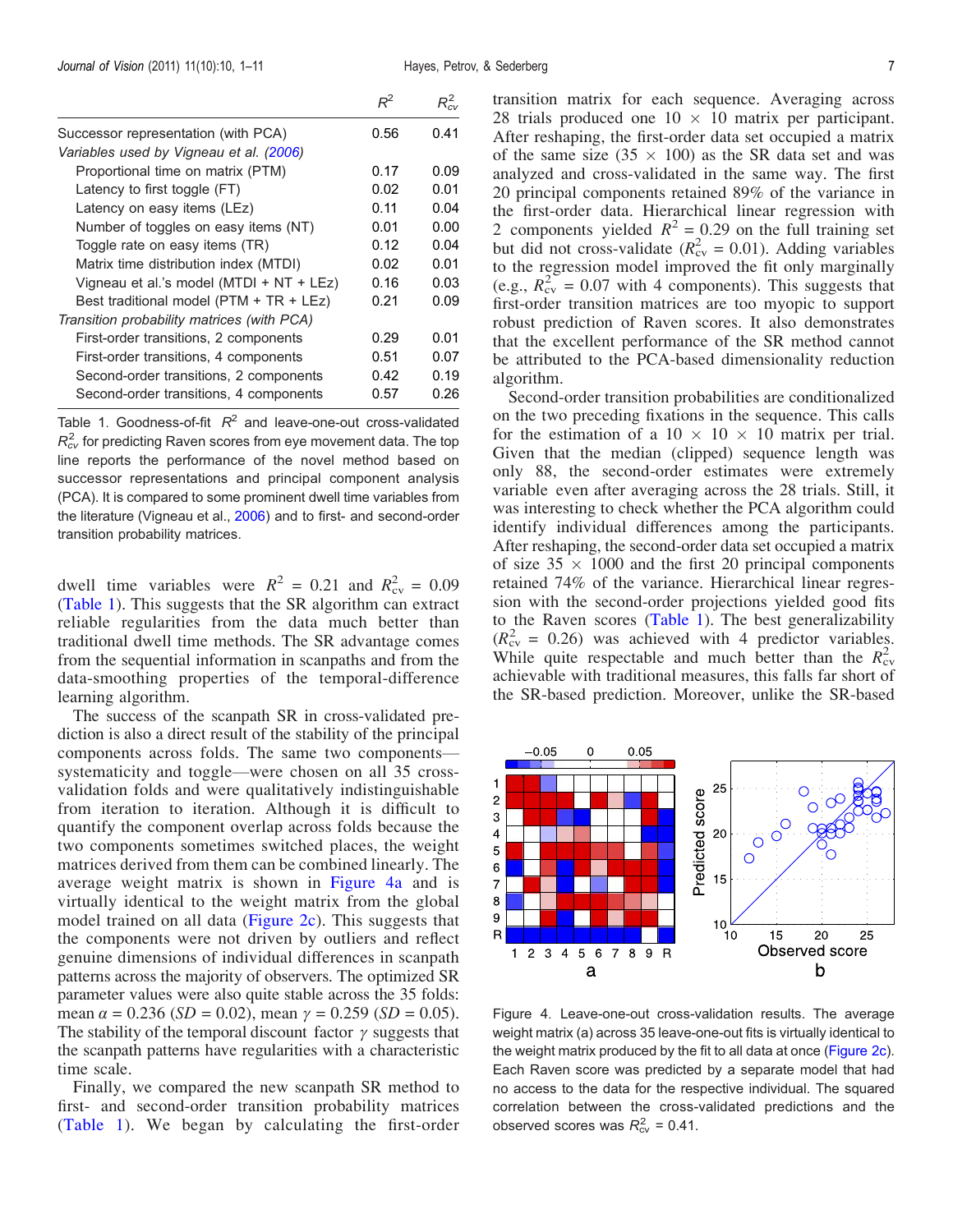| | $R^2$ | $R^2_{cv}$ |
|---|---|---|
| Successor representation (with PCA) | 0.56 | 0.41 |
| *Variables used by Vigneau et al. (2006)* | | |
| Proportional time on matrix (PTM) | 0.17 | 0.09 |
| Latency to first toggle (FT) | 0.02 | 0.01 |
| Latency on easy items (LEz) | 0.11 | 0.04 |
| Number of toggles on easy items (NT) | 0.01 | 0.00 |
| Toggle rate on easy items (TR) | 0.12 | 0.04 |
| Matrix time distribution index (MTDI) | 0.02 | 0.01 |
| Vigneau et al.'s model (MTDI + NT + LEz) | 0.16 | 0.03 |
| Best traditional model (PTM + TR + LEz) | 0.21 | 0.09 |
| *Transition probability matrices (with PCA)* | | |
| First-order transitions, 2 components | 0.29 | 0.01 |
| First-order transitions, 4 components | 0.51 | 0.07 |
| Second-order transitions, 2 components | 0.42 | 0.19 |
| Second-order transitions, 4 components | 0.57 | 0.26 |

Table 1. Goodness-of-fit $R^2$ and leave-one-out cross-validated $R^2_{cv}$ for predicting Raven scores from eye movement data. The top line reports the performance of the novel method based on successor representations and principal component analysis (PCA). It is compared to some prominent dwell time variables from the literature (Vigneau et al., 2006) and to first- and second-order transition probability matrices.

dwell time variables were $R^2 = 0.21$ and $R^2_{cv} = 0.09$ (Table 1). This suggests that the SR algorithm can extract reliable regularities from the data much better than traditional dwell time methods. The SR advantage comes from the sequential information in scanpaths and from the data-smoothing properties of the temporal-difference learning algorithm.

The success of the scanpath SR in cross-validated prediction is also a direct result of the stability of the principal components across folds. The same two components—systematicity and toggle—were chosen on all 35 cross-validation folds and were qualitatively indistinguishable from iteration to iteration. Although it is difficult to quantify the component overlap across folds because the two components sometimes switched places, the weight matrices derived from them can be combined linearly. The average weight matrix is shown in Figure 4a and is virtually identical to the weight matrix from the global model trained on all data (Figure 2c). This suggests that the components were not driven by outliers and reflect genuine dimensions of individual differences in scanpath patterns across the majority of observers. The optimized SR parameter values were also quite stable across the 35 folds: mean $\alpha = 0.236$ ($SD = 0.02$), mean $\gamma = 0.259$ ($SD = 0.05$). The stability of the temporal discount factor $\gamma$ suggests that the scanpath patterns have regularities with a characteristic time scale.

Finally, we compared the new scanpath SR method to first- and second-order transition probability matrices (Table 1). We began by calculating the first-order transition matrix for each sequence. Averaging across 28 trials produced one $10 \times 10$ matrix per participant. After reshaping, the first-order data set occupied a matrix of the same size ($35 \times 100$) as the SR data set and was analyzed and cross-validated in the same way. The first 20 principal components retained 89% of the variance in the first-order data. Hierarchical linear regression with 2 components yielded $R^2 = 0.29$ on the full training set but did not cross-validate ($R^2_{cv} = 0.01$). Adding variables to the regression model improved the fit only marginally (e.g., $R^2_{cv} = 0.07$ with 4 components). This suggests that first-order transition matrices are too myopic to support robust prediction of Raven scores. It also demonstrates that the excellent performance of the SR method cannot be attributed to the PCA-based dimensionality reduction algorithm.

Second-order transition probabilities are conditionalized on the two preceding fixations in the sequence. This calls for the estimation of a $10 \times 10 \times 10$ matrix per trial. Given that the median (clipped) sequence length was only 88, the second-order estimates were extremely variable even after averaging across the 28 trials. Still, it was interesting to check whether the PCA algorithm could identify individual differences among the participants. After reshaping, the second-order data set occupied a matrix of size $35 \times 1000$ and the first 20 principal components retained 74% of the variance. Hierarchical linear regression with the second-order projections yielded good fits to the Raven scores (Table 1). The best generalizability ($R^2_{cv} = 0.26$) was achieved with 4 predictor variables. While quite respectable and much better than the $R^2_{cv}$ achievable with traditional measures, this falls far short of the SR-based prediction. Moreover, unlike the SR-based

Figure 4. Leave-one-out cross-validation results. The average weight matrix (a) across 35 leave-one-out fits is virtually identical to the weight matrix produced by the fit to all data at once (Figure 2c). Each Raven score was predicted by a separate model that had no access to the data for the respective individual. The squared correlation between the cross-validated predictions and the observed scores was $R^2_{cv} = 0.41$.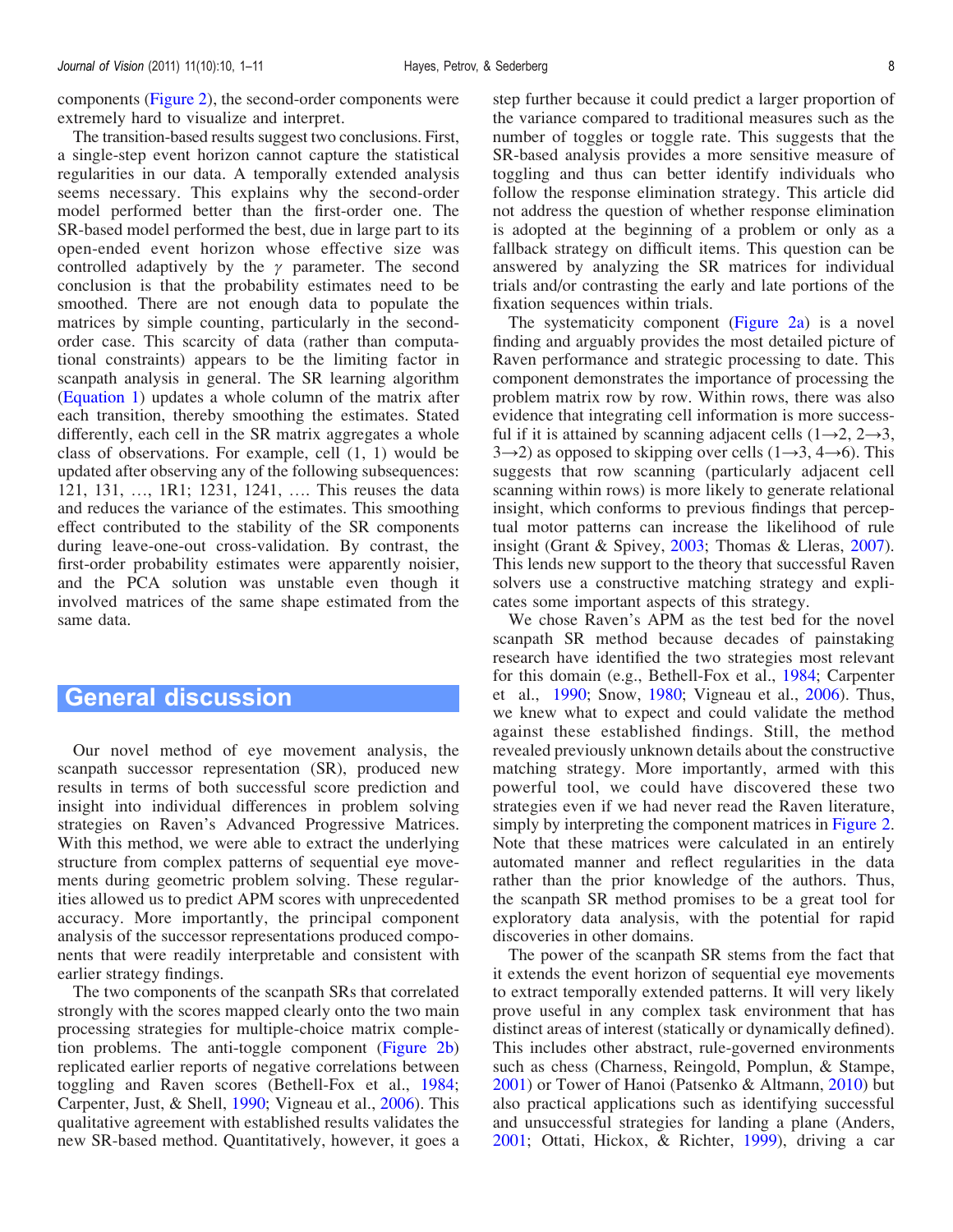components (Figure 2), the second-order components were extremely hard to visualize and interpret.

The transition-based results suggest two conclusions. First, a single-step event horizon cannot capture the statistical regularities in our data. A temporally extended analysis seems necessary. This explains why the second-order model performed better than the first-order one. The SR-based model performed the best, due in large part to its open-ended event horizon whose effective size was controlled adaptively by the $\gamma$ parameter. The second conclusion is that the probability estimates need to be smoothed. There are not enough data to populate the matrices by simple counting, particularly in the second-order case. This scarcity of data (rather than computational constraints) appears to be the limiting factor in scanpath analysis in general. The SR learning algorithm (Equation 1) updates a whole column of the matrix after each transition, thereby smoothing the estimates. Stated differently, each cell in the SR matrix aggregates a whole class of observations. For example, cell (1, 1) would be updated after observing any of the following subsequences: 121, 131, …, 1R1; 1231, 1241, …. This reuses the data and reduces the variance of the estimates. This smoothing effect contributed to the stability of the SR components during leave-one-out cross-validation. By contrast, the first-order probability estimates were apparently noisier, and the PCA solution was unstable even though it involved matrices of the same shape estimated from the same data.

# General discussion

Our novel method of eye movement analysis, the scanpath successor representation (SR), produced new results in terms of both successful score prediction and insight into individual differences in problem solving strategies on Raven's Advanced Progressive Matrices. With this method, we were able to extract the underlying structure from complex patterns of sequential eye movements during geometric problem solving. These regularities allowed us to predict APM scores with unprecedented accuracy. More importantly, the principal component analysis of the successor representations produced components that were readily interpretable and consistent with earlier strategy findings.

The two components of the scanpath SRs that correlated strongly with the scores mapped clearly onto the two main processing strategies for multiple-choice matrix completion problems. The anti-toggle component (Figure 2b) replicated earlier reports of negative correlations between toggling and Raven scores (Bethell-Fox et al., 1984; Carpenter, Just, & Shell, 1990; Vigneau et al., 2006). This qualitative agreement with established results validates the new SR-based method. Quantitatively, however, it goes a step further because it could predict a larger proportion of the variance compared to traditional measures such as the number of toggles or toggle rate. This suggests that the SR-based analysis provides a more sensitive measure of toggling and thus can better identify individuals who follow the response elimination strategy. This article did not address the question of whether response elimination is adopted at the beginning of a problem or only as a fallback strategy on difficult items. This question can be answered by analyzing the SR matrices for individual trials and/or contrasting the early and late portions of the fixation sequences within trials.

The systematicity component (Figure 2a) is a novel finding and arguably provides the most detailed picture of Raven performance and strategic processing to date. This component demonstrates the importance of processing the problem matrix row by row. Within rows, there was also evidence that integrating cell information is more successful if it is attained by scanning adjacent cells ($1 \rightarrow 2$, $2 \rightarrow 3$, $3 \rightarrow 2$) as opposed to skipping over cells ($1 \rightarrow 3$, $4 \rightarrow 6$). This suggests that row scanning (particularly adjacent cell scanning within rows) is more likely to generate relational insight, which conforms to previous findings that perceptual motor patterns can increase the likelihood of rule insight (Grant & Spivey, 2003; Thomas & Lleras, 2007). This lends new support to the theory that successful Raven solvers use a constructive matching strategy and explicates some important aspects of this strategy.

We chose Raven's APM as the test bed for the novel scanpath SR method because decades of painstaking research have identified the two strategies most relevant for this domain (e.g., Bethell-Fox et al., 1984; Carpenter et al., 1990; Snow, 1980; Vigneau et al., 2006). Thus, we knew what to expect and could validate the method against these established findings. Still, the method revealed previously unknown details about the constructive matching strategy. More importantly, armed with this powerful tool, we could have discovered these two strategies even if we had never read the Raven literature, simply by interpreting the component matrices in Figure 2. Note that these matrices were calculated in an entirely automated manner and reflect regularities in the data rather than the prior knowledge of the authors. Thus, the scanpath SR method promises to be a great tool for exploratory data analysis, with the potential for rapid discoveries in other domains.

The power of the scanpath SR stems from the fact that it extends the event horizon of sequential eye movements to extract temporally extended patterns. It will very likely prove useful in any complex task environment that has distinct areas of interest (statically or dynamically defined). This includes other abstract, rule-governed environments such as chess (Charness, Reingold, Pomplun, & Stampe, 2001) or Tower of Hanoi (Patsenko & Altmann, 2010) but also practical applications such as identifying successful and unsuccessful strategies for landing a plane (Anders, 2001; Ottati, Hickox, & Richter, 1999), driving a car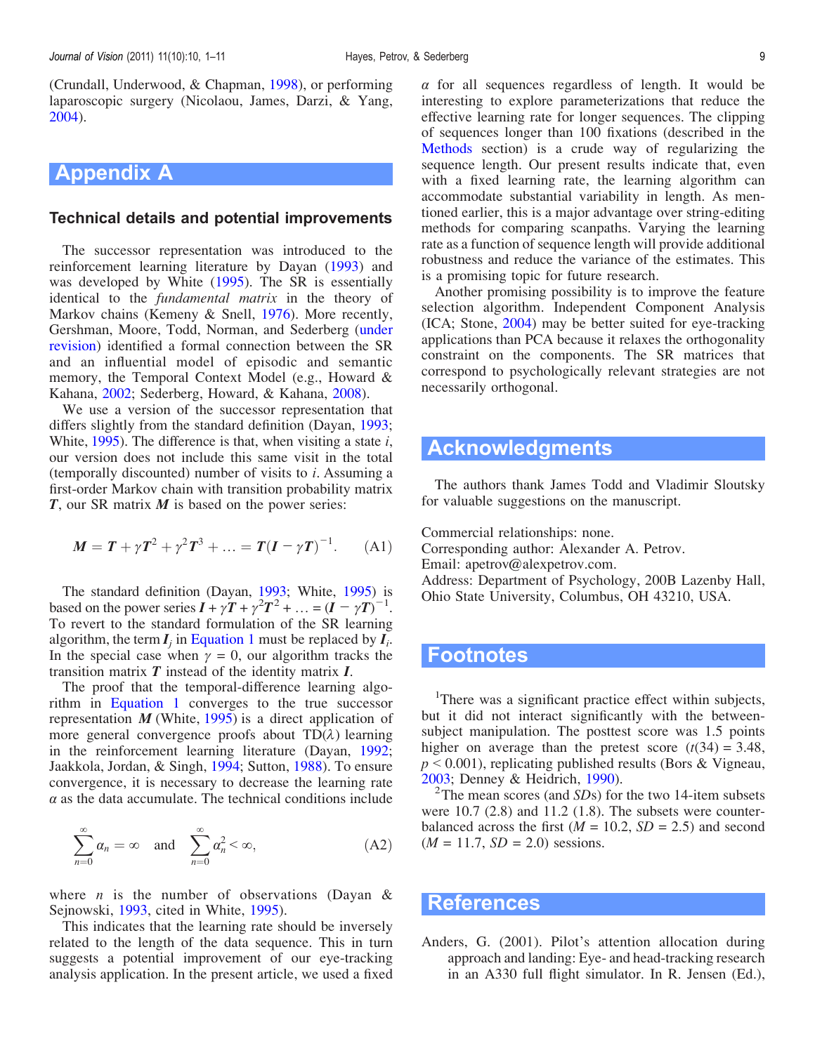(Crundall, Underwood, & Chapman, 1998), or performing laparoscopic surgery (Nicolaou, James, Darzi, & Yang, 2004).

# Appendix A

## Technical details and potential improvements

The successor representation was introduced to the reinforcement learning literature by Dayan (1993) and was developed by White (1995). The SR is essentially identical to the *fundamental matrix* in the theory of Markov chains (Kemeny & Snell, 1976). More recently, Gershman, Moore, Todd, Norman, and Sederberg (under revision) identified a formal connection between the SR and an influential model of episodic and semantic memory, the Temporal Context Model (e.g., Howard & Kahana, 2002; Sederberg, Howard, & Kahana, 2008).

We use a version of the successor representation that differs slightly from the standard definition (Dayan, 1993; White, 1995). The difference is that, when visiting a state $i$, our version does not include this same visit in the total (temporally discounted) number of visits to $i$. Assuming a first-order Markov chain with transition probability matrix $\boldsymbol{T}$, our SR matrix $\boldsymbol{M}$ is based on the power series:

$$\boldsymbol{M} = \boldsymbol{T} + \gamma\boldsymbol{T}^2 + \gamma^2\boldsymbol{T}^3 + \ldots = \boldsymbol{T}(\boldsymbol{I} - \gamma\boldsymbol{T})^{-1}. \tag{A1}$$

The standard definition (Dayan, 1993; White, 1995) is based on the power series $\boldsymbol{I} + \gamma\boldsymbol{T} + \gamma^2\boldsymbol{T}^2 + \ldots = (\boldsymbol{I} - \gamma\boldsymbol{T})^{-1}$. To revert to the standard formulation of the SR learning algorithm, the term $\boldsymbol{I}_j$ in Equation 1 must be replaced by $\boldsymbol{I}_i$. In the special case when $\gamma = 0$, our algorithm tracks the transition matrix $\boldsymbol{T}$ instead of the identity matrix $\boldsymbol{I}$.

The proof that the temporal-difference learning algorithm in Equation 1 converges to the true successor representation $\boldsymbol{M}$ (White, 1995) is a direct application of more general convergence proofs about TD($\lambda$) learning in the reinforcement learning literature (Dayan, 1992; Jaakkola, Jordan, & Singh, 1994; Sutton, 1988). To ensure convergence, it is necessary to decrease the learning rate $\alpha$ as the data accumulate. The technical conditions include

$$\sum_{n=0}^{\infty} \alpha_n = \infty \quad \text{and} \quad \sum_{n=0}^{\infty} \alpha_n^2 < \infty, \tag{A2}$$

where $n$ is the number of observations (Dayan & Sejnowski, 1993, cited in White, 1995).

This indicates that the learning rate should be inversely related to the length of the data sequence. This in turn suggests a potential improvement of our eye-tracking analysis application. In the present article, we used a fixed $\alpha$ for all sequences regardless of length. It would be interesting to explore parameterizations that reduce the effective learning rate for longer sequences. The clipping of sequences longer than 100 fixations (described in the Methods section) is a crude way of regularizing the sequence length. Our present results indicate that, even with a fixed learning rate, the learning algorithm can accommodate substantial variability in length. As mentioned earlier, this is a major advantage over string-editing methods for comparing scanpaths. Varying the learning rate as a function of sequence length will provide additional robustness and reduce the variance of the estimates. This is a promising topic for future research.

Another promising possibility is to improve the feature selection algorithm. Independent Component Analysis (ICA; Stone, 2004) may be better suited for eye-tracking applications than PCA because it relaxes the orthogonality constraint on the components. The SR matrices that correspond to psychologically relevant strategies are not necessarily orthogonal.

# Acknowledgments

The authors thank James Todd and Vladimir Sloutsky for valuable suggestions on the manuscript.

Commercial relationships: none.
Corresponding author: Alexander A. Petrov.
Email: apetrov@alexpetrov.com.
Address: Department of Psychology, 200B Lazenby Hall, Ohio State University, Columbus, OH 43210, USA.

# Footnotes

[1]There was a significant practice effect within subjects, but it did not interact significantly with the between-subject manipulation. The posttest score was 1.5 points higher on average than the pretest score ($t(34) = 3.48$, $p < 0.001$), replicating published results (Bors & Vigneau, 2003; Denney & Heidrich, 1990).

[2]The mean scores (and *SD*s) for the two 14-item subsets were 10.7 (2.8) and 11.2 (1.8). The subsets were counterbalanced across the first ($M = 10.2$, $SD = 2.5$) and second ($M = 11.7$, $SD = 2.0$) sessions.

# References

Anders, G. (2001). Pilot's attention allocation during approach and landing: Eye- and head-tracking research in an A330 full flight simulator. In R. Jensen (Ed.),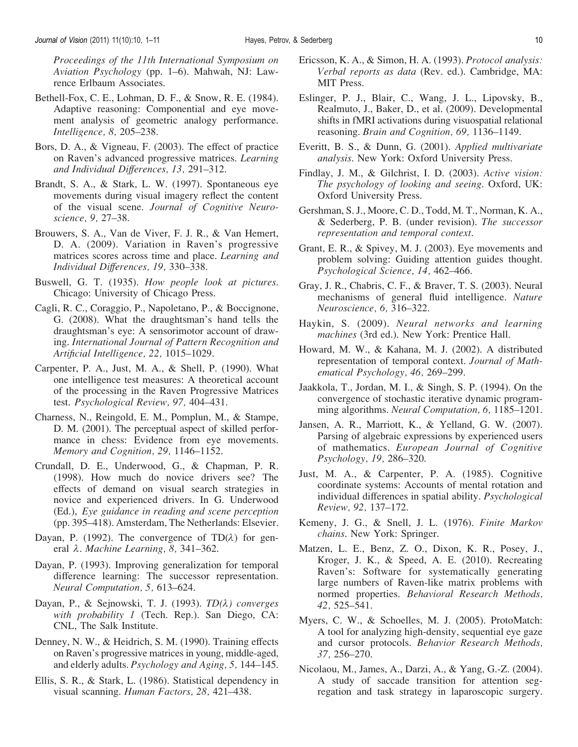*Proceedings of the 11th International Symposium on Aviation Psychology* (pp. 1–6). Mahwah, NJ: Lawrence Erlbaum Associates.

Bethell-Fox, C. E., Lohman, D. F., & Snow, R. E. (1984). Adaptive reasoning: Componential and eye movement analysis of geometric analogy performance. *Intelligence, 8,* 205–238.

Bors, D. A., & Vigneau, F. (2003). The effect of practice on Raven's advanced progressive matrices. *Learning and Individual Differences, 13,* 291–312.

Brandt, S. A., & Stark, L. W. (1997). Spontaneous eye movements during visual imagery reflect the content of the visual scene. *Journal of Cognitive Neuroscience, 9,* 27–38.

Brouwers, S. A., Van de Viver, F. J. R., & Van Hemert, D. A. (2009). Variation in Raven's progressive matrices scores across time and place. *Learning and Individual Differences, 19,* 330–338.

Buswell, G. T. (1935). *How people look at pictures.* Chicago: University of Chicago Press.

Cagli, R. C., Coraggio, P., Napoletano, P., & Boccignone, G. (2008). What the draughtsman's hand tells the draughtsman's eye: A sensorimotor account of drawing. *International Journal of Pattern Recognition and Artificial Intelligence, 22,* 1015–1029.

Carpenter, P. A., Just, M. A., & Shell, P. (1990). What one intelligence test measures: A theoretical account of the processing in the Raven Progressive Matrices test. *Psychological Review, 97,* 404–431.

Charness, N., Reingold, E. M., Pomplun, M., & Stampe, D. M. (2001). The perceptual aspect of skilled performance in chess: Evidence from eye movements. *Memory and Cognition, 29,* 1146–1152.

Crundall, D. E., Underwood, G., & Chapman, P. R. (1998). How much do novice drivers see? The effects of demand on visual search strategies in novice and experienced drivers. In G. Underwood (Ed.), *Eye guidance in reading and scene perception* (pp. 395–418). Amsterdam, The Netherlands: Elsevier.

Dayan, P. (1992). The convergence of TD($\lambda$) for general $\lambda$. *Machine Learning, 8,* 341–362.

Dayan, P. (1993). Improving generalization for temporal difference learning: The successor representation. *Neural Computation, 5,* 613–624.

Dayan, P., & Sejnowski, T. J. (1993). *TD($\lambda$) converges with probability 1* (Tech. Rep.). San Diego, CA: CNL, The Salk Institute.

Denney, N. W., & Heidrich, S. M. (1990). Training effects on Raven's progressive matrices in young, middle-aged, and elderly adults. *Psychology and Aging, 5,* 144–145.

Ellis, S. R., & Stark, L. (1986). Statistical dependency in visual scanning. *Human Factors, 28,* 421–438.

Ericsson, K. A., & Simon, H. A. (1993). *Protocol analysis: Verbal reports as data* (Rev. ed.). Cambridge, MA: MIT Press.

Eslinger, P. J., Blair, C., Wang, J. L., Lipovsky, B., Realmuto, J., Baker, D., et al. (2009). Developmental shifts in fMRI activations during visuospatial relational reasoning. *Brain and Cognition, 69,* 1136–1149.

Everitt, B. S., & Dunn, G. (2001). *Applied multivariate analysis.* New York: Oxford University Press.

Findlay, J. M., & Gilchrist, I. D. (2003). *Active vision: The psychology of looking and seeing.* Oxford, UK: Oxford University Press.

Gershman, S. J., Moore, C. D., Todd, M. T., Norman, K. A., & Sederberg, P. B. (under revision). *The successor representation and temporal context.*

Grant, E. R., & Spivey, M. J. (2003). Eye movements and problem solving: Guiding attention guides thought. *Psychological Science, 14,* 462–466.

Gray, J. R., Chabris, C. F., & Braver, T. S. (2003). Neural mechanisms of general fluid intelligence. *Nature Neuroscience, 6,* 316–322.

Haykin, S. (2009). *Neural networks and learning machines* (3rd ed.). New York: Prentice Hall.

Howard, M. W., & Kahana, M. J. (2002). A distributed representation of temporal context. *Journal of Mathematical Psychology, 46,* 269–299.

Jaakkola, T., Jordan, M. I., & Singh, S. P. (1994). On the convergence of stochastic iterative dynamic programming algorithms. *Neural Computation, 6,* 1185–1201.

Jansen, A. R., Marriott, K., & Yelland, G. W. (2007). Parsing of algebraic expressions by experienced users of mathematics. *European Journal of Cognitive Psychology, 19,* 286–320.

Just, M. A., & Carpenter, P. A. (1985). Cognitive coordinate systems: Accounts of mental rotation and individual differences in spatial ability. *Psychological Review, 92,* 137–172.

Kemeny, J. G., & Snell, J. L. (1976). *Finite Markov chains.* New York: Springer.

Matzen, L. E., Benz, Z. O., Dixon, K. R., Posey, J., Kroger, J. K., & Speed, A. E. (2010). Recreating Raven's: Software for systematically generating large numbers of Raven-like matrix problems with normed properties. *Behavioral Research Methods, 42,* 525–541.

Myers, C. W., & Schoelles, M. J. (2005). ProtoMatch: A tool for analyzing high-density, sequential eye gaze and cursor protocols. *Behavior Research Methods, 37,* 256–270.

Nicolaou, M., James, A., Darzi, A., & Yang, G.-Z. (2004). A study of saccade transition for attention segregation and task strategy in laparoscopic surgery.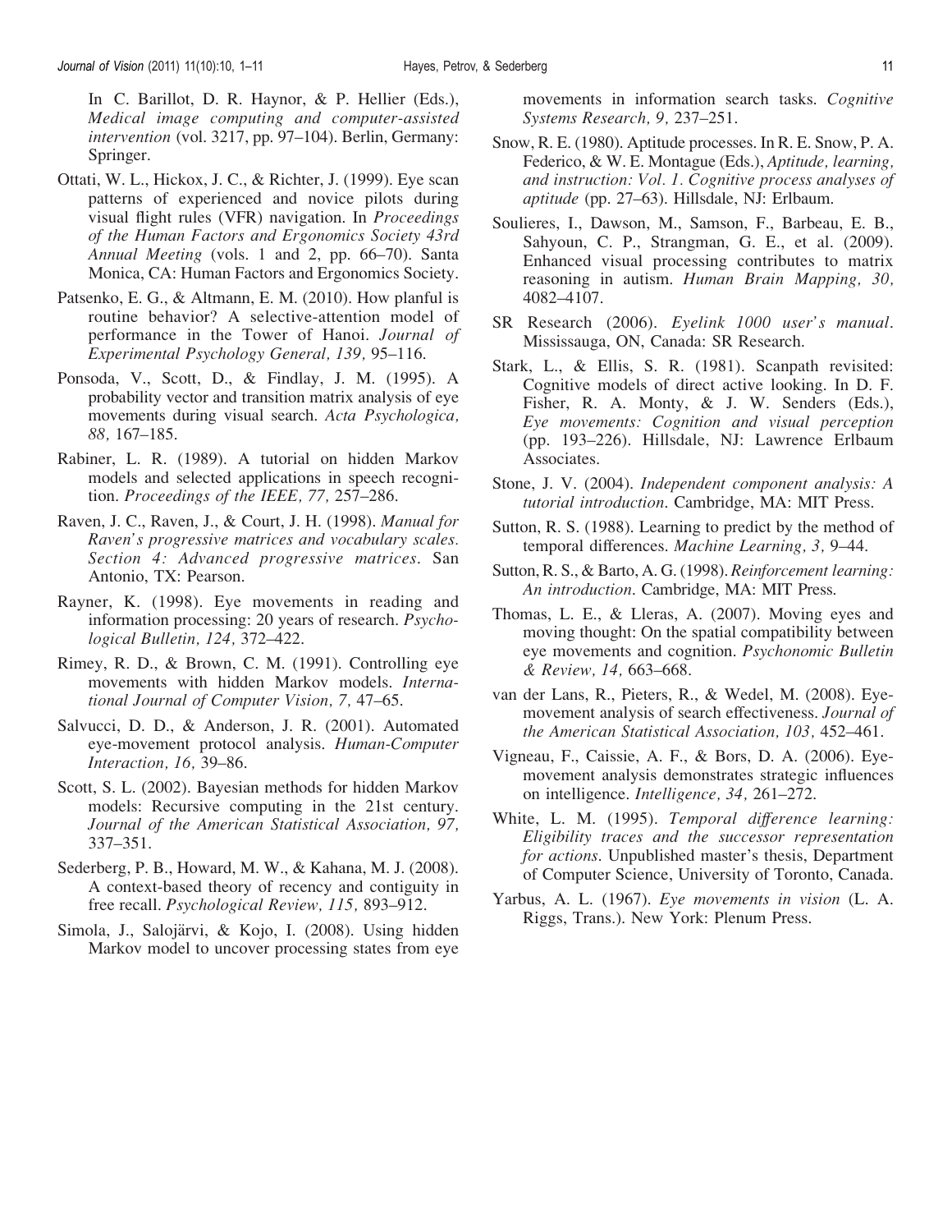In C. Barillot, D. R. Haynor, & P. Hellier (Eds.), *Medical image computing and computer-assisted intervention* (vol. 3217, pp. 97–104). Berlin, Germany: Springer.

Ottati, W. L., Hickox, J. C., & Richter, J. (1999). Eye scan patterns of experienced and novice pilots during visual flight rules (VFR) navigation. In *Proceedings of the Human Factors and Ergonomics Society 43rd Annual Meeting* (vols. 1 and 2, pp. 66–70). Santa Monica, CA: Human Factors and Ergonomics Society.

Patsenko, E. G., & Altmann, E. M. (2010). How planful is routine behavior? A selective-attention model of performance in the Tower of Hanoi. *Journal of Experimental Psychology General, 139,* 95–116.

Ponsoda, V., Scott, D., & Findlay, J. M. (1995). A probability vector and transition matrix analysis of eye movements during visual search. *Acta Psychologica, 88,* 167–185.

Rabiner, L. R. (1989). A tutorial on hidden Markov models and selected applications in speech recognition. *Proceedings of the IEEE, 77,* 257–286.

Raven, J. C., Raven, J., & Court, J. H. (1998). *Manual for Raven's progressive matrices and vocabulary scales. Section 4: Advanced progressive matrices*. San Antonio, TX: Pearson.

Rayner, K. (1998). Eye movements in reading and information processing: 20 years of research. *Psychological Bulletin, 124,* 372–422.

Rimey, R. D., & Brown, C. M. (1991). Controlling eye movements with hidden Markov models. *International Journal of Computer Vision, 7,* 47–65.

Salvucci, D. D., & Anderson, J. R. (2001). Automated eye-movement protocol analysis. *Human-Computer Interaction, 16,* 39–86.

Scott, S. L. (2002). Bayesian methods for hidden Markov models: Recursive computing in the 21st century. *Journal of the American Statistical Association, 97,* 337–351.

Sederberg, P. B., Howard, M. W., & Kahana, M. J. (2008). A context-based theory of recency and contiguity in free recall. *Psychological Review, 115,* 893–912.

Simola, J., Salojärvi, & Kojo, I. (2008). Using hidden Markov model to uncover processing states from eye movements in information search tasks. *Cognitive Systems Research, 9,* 237–251.

Snow, R. E. (1980). Aptitude processes. In R. E. Snow, P. A. Federico, & W. E. Montague (Eds.), *Aptitude, learning, and instruction: Vol. 1. Cognitive process analyses of aptitude* (pp. 27–63). Hillsdale, NJ: Erlbaum.

Soulieres, I., Dawson, M., Samson, F., Barbeau, E. B., Sahyoun, C. P., Strangman, G. E., et al. (2009). Enhanced visual processing contributes to matrix reasoning in autism. *Human Brain Mapping, 30,* 4082–4107.

SR Research (2006). *Eyelink 1000 user's manual*. Mississauga, ON, Canada: SR Research.

Stark, L., & Ellis, S. R. (1981). Scanpath revisited: Cognitive models of direct active looking. In D. F. Fisher, R. A. Monty, & J. W. Senders (Eds.), *Eye movements: Cognition and visual perception* (pp. 193–226). Hillsdale, NJ: Lawrence Erlbaum Associates.

Stone, J. V. (2004). *Independent component analysis: A tutorial introduction*. Cambridge, MA: MIT Press.

Sutton, R. S. (1988). Learning to predict by the method of temporal differences. *Machine Learning, 3,* 9–44.

Sutton, R. S., & Barto, A. G. (1998). *Reinforcement learning: An introduction*. Cambridge, MA: MIT Press.

Thomas, L. E., & Lleras, A. (2007). Moving eyes and moving thought: On the spatial compatibility between eye movements and cognition. *Psychonomic Bulletin & Review, 14,* 663–668.

van der Lans, R., Pieters, R., & Wedel, M. (2008). Eye-movement analysis of search effectiveness. *Journal of the American Statistical Association, 103,* 452–461.

Vigneau, F., Caissie, A. F., & Bors, D. A. (2006). Eye-movement analysis demonstrates strategic influences on intelligence. *Intelligence, 34,* 261–272.

White, L. M. (1995). *Temporal difference learning: Eligibility traces and the successor representation for actions*. Unpublished master's thesis, Department of Computer Science, University of Toronto, Canada.

Yarbus, A. L. (1967). *Eye movements in vision* (L. A. Riggs, Trans.). New York: Plenum Press.